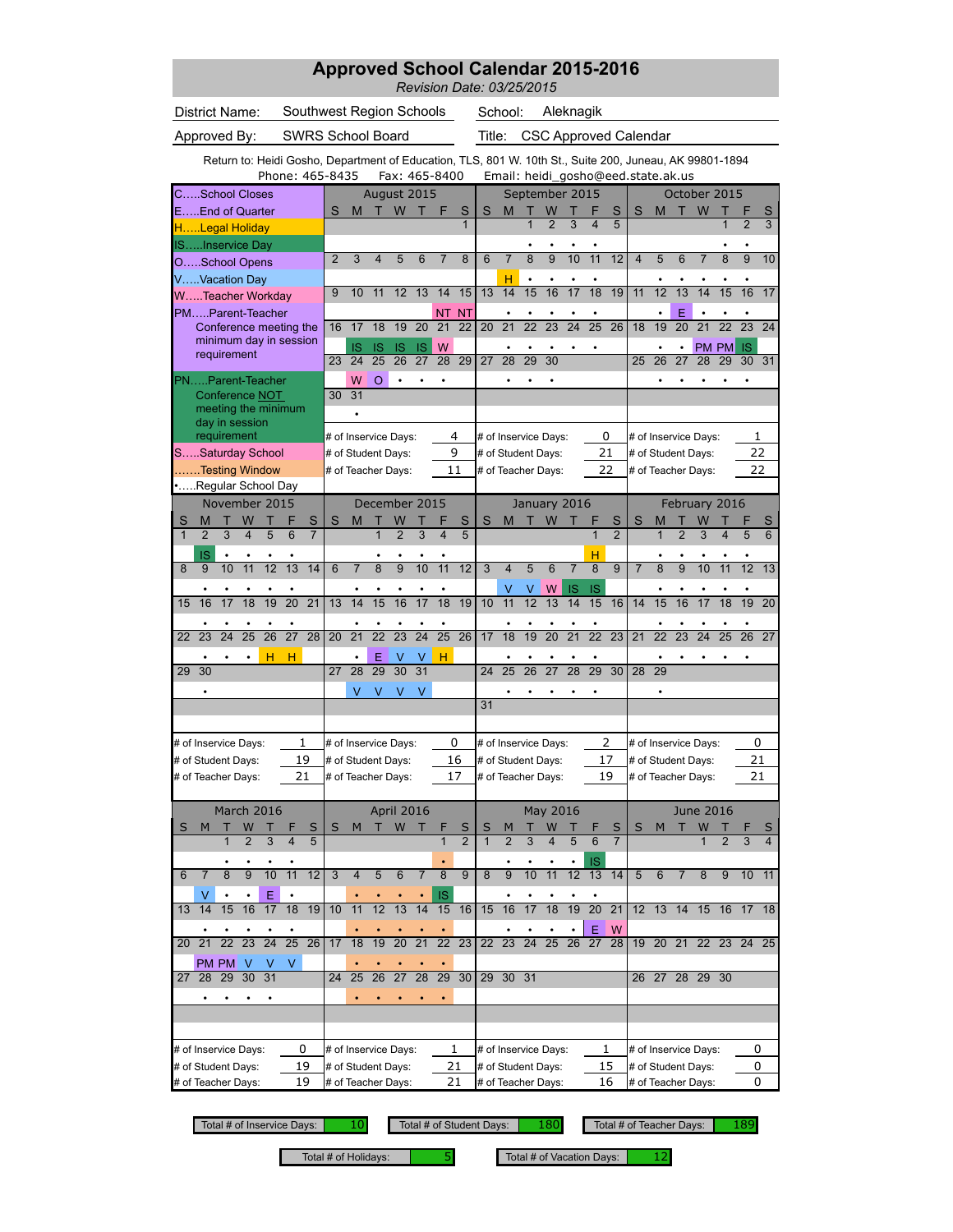# Approved School Calendar 2015-2016

*Revision Date: 03/25/2015*

| District Name: | Southwest Region Schools | School: | Aleknagik |
|---|---|---|---|
| Approved By: | SWRS School Board | Title: | CSC Approved Calendar |

Return to: Heidi Gosho, Department of Education, TLS, 801 W. 10th St., Suite 200, Juneau, AK 99801-1894
Phone: 465-8435 Fax: 465-8400 Email: heidi_gosho@eed.state.ak.us

## Legend

- C…..School Closes
- E…..End of Quarter
- H…..Legal Holiday
- IS…..Inservice Day
- O…..School Opens
- V…..Vacation Day
- W…..Teacher Workday
- PM…..Parent-Teacher Conference meeting the minimum day in session requirement
- PN…..Parent-Teacher Conference NOT meeting the minimum day in session requirement
- S…..Saturday School
- …….Testing Window
- •…..Regular School Day

## August 2015

| S | M | T | W | T | F | S |
|---|---|---|---|---|---|---|
| | | | | | | 1 |
| 2 | 3 | 4 | 5 | 6 | 7 | 8 |
| 9 | 10 | 11 | 12 | 13 | 14 | 15 |
| | | | | | NT | NT |
| 16 | 17 | 18 | 19 | 20 | 21 | 22 |
| | IS | IS | IS | IS | W | |
| 23 | 24 | 25 | 26 | 27 | 28 | 29 |
| | W | O | • | • | • | |
| 30 | 31 | | | | | |
| | • | | | | | |

# of Inservice Days: 4
# of Student Days: 9
# of Teacher Days: 11

## September 2015

| S | M | T | W | T | F | S |
|---|---|---|---|---|---|---|
| | | 1 | 2 | 3 | 4 | 5 |
| | | • | • | • | • | |
| 6 | 7 | 8 | 9 | 10 | 11 | 12 |
| | H | • | • | • | • | |
| 13 | 14 | 15 | 16 | 17 | 18 | 19 |
| | • | • | • | • | • | |
| 20 | 21 | 22 | 23 | 24 | 25 | 26 |
| | • | • | • | • | • | |
| 27 | 28 | 29 | 30 | | | |
| | • | • | • | | | |

# of Inservice Days: 0
# of Student Days: 21
# of Teacher Days: 22

## October 2015

| S | M | T | W | T | F | S |
|---|---|---|---|---|---|---|
| | | | | 1 | 2 | 3 |
| | | | | • | • | |
| 4 | 5 | 6 | 7 | 8 | 9 | 10 |
| | • | • | • | • | • | |
| 11 | 12 | 13 | 14 | 15 | 16 | 17 |
| | • | E | • | • | • | |
| 18 | 19 | 20 | 21 | 22 | 23 | 24 |
| | • | • | PM | PM | IS | |
| 25 | 26 | 27 | 28 | 29 | 30 | 31 |
| | • | • | • | • | • | |

# of Inservice Days: 1
# of Student Days: 22
# of Teacher Days: 22

## November 2015

| S | M | T | W | T | F | S |
|---|---|---|---|---|---|---|
| 1 | 2 | 3 | 4 | 5 | 6 | 7 |
| | IS | • | • | • | • | |
| 8 | 9 | 10 | 11 | 12 | 13 | 14 |
| | • | • | • | • | • | |
| 15 | 16 | 17 | 18 | 19 | 20 | 21 |
| | • | • | • | • | • | |
| 22 | 23 | 24 | 25 | 26 | 27 | 28 |
| | • | • | • | H | H | |
| 29 | 30 | | | | | |
| | • | | | | | |

# of Inservice Days: 1
# of Student Days: 19
# of Teacher Days: 21

## December 2015

| S | M | T | W | T | F | S |
|---|---|---|---|---|---|---|
| | | 1 | 2 | 3 | 4 | 5 |
| | | • | • | • | • | |
| 6 | 7 | 8 | 9 | 10 | 11 | 12 |
| | • | • | • | • | • | |
| 13 | 14 | 15 | 16 | 17 | 18 | 19 |
| | • | • | • | • | • | |
| 20 | 21 | 22 | 23 | 24 | 25 | 26 |
| | • | E | V | V | H | |
| 27 | 28 | 29 | 30 | 31 | | |
| | V | V | V | V | | |

# of Inservice Days: 0
# of Student Days: 16
# of Teacher Days: 17

## January 2016

| S | M | T | W | T | F | S |
|---|---|---|---|---|---|---|
| | | | | | 1 | 2 |
| | | | | | H | |
| 3 | 4 | 5 | 6 | 7 | 8 | 9 |
| | V | V | W | IS | IS | |
| 10 | 11 | 12 | 13 | 14 | 15 | 16 |
| | • | • | • | • | • | |
| 17 | 18 | 19 | 20 | 21 | 22 | 23 |
| | • | • | • | • | • | |
| 24 | 25 | 26 | 27 | 28 | 29 | 30 |
| | • | • | • | • | • | |
| 31 | | | | | | |

# of Inservice Days: 2
# of Student Days: 17
# of Teacher Days: 19

## February 2016

| S | M | T | W | T | F | S |
|---|---|---|---|---|---|---|
| | 1 | 2 | 3 | 4 | 5 | 6 |
| | • | • | • | • | • | |
| 7 | 8 | 9 | 10 | 11 | 12 | 13 |
| | • | • | • | • | • | |
| 14 | 15 | 16 | 17 | 18 | 19 | 20 |
| | • | • | • | • | • | |
| 21 | 22 | 23 | 24 | 25 | 26 | 27 |
| | • | • | • | • | • | |
| 28 | 29 | | | | | |
| | • | | | | | |

# of Inservice Days: 0
# of Student Days: 21
# of Teacher Days: 21

## March 2016

| S | M | T | W | T | F | S |
|---|---|---|---|---|---|---|
| | | 1 | 2 | 3 | 4 | 5 |
| | | • | • | • | • | |
| 6 | 7 | 8 | 9 | 10 | 11 | 12 |
| | V | • | • | E | • | |
| 13 | 14 | 15 | 16 | 17 | 18 | 19 |
| | • | • | • | • | • | |
| 20 | 21 | 22 | 23 | 24 | 25 | 26 |
| | PM | PM | V | V | V | |
| 27 | 28 | 29 | 30 | 31 | | |
| | • | • | • | • | | |

# of Inservice Days: 0
# of Student Days: 19
# of Teacher Days: 19

## April 2016

| S | M | T | W | T | F | S |
|---|---|---|---|---|---|---|
| | | | | | 1 | 2 |
| | | | | | • | |
| 3 | 4 | 5 | 6 | 7 | 8 | 9 |
| | • | • | • | • | IS | |
| 10 | 11 | 12 | 13 | 14 | 15 | 16 |
| | • | • | • | • | • | |
| 17 | 18 | 19 | 20 | 21 | 22 | 23 |
| | • | • | • | • | • | |
| 24 | 25 | 26 | 27 | 28 | 29 | 30 |
| | • | • | • | • | • | |

# of Inservice Days: 1
# of Student Days: 21
# of Teacher Days: 21

## May 2016

| S | M | T | W | T | F | S |
|---|---|---|---|---|---|---|
| 1 | 2 | 3 | 4 | 5 | 6 | 7 |
| | • | • | • | • | IS | |
| 8 | 9 | 10 | 11 | 12 | 13 | 14 |
| | • | • | • | • | • | |
| 15 | 16 | 17 | 18 | 19 | 20 | 21 |
| | • | • | • | • | E | W |
| 22 | 23 | 24 | 25 | 26 | 27 | 28 |
| 29 | 30 | 31 | | | | |

# of Inservice Days: 1
# of Student Days: 15
# of Teacher Days: 16

## June 2016

| S | M | T | W | T | F | S |
|---|---|---|---|---|---|---|
| | | | 1 | 2 | 3 | 4 |
| 5 | 6 | 7 | 8 | 9 | 10 | 11 |
| 12 | 13 | 14 | 15 | 16 | 17 | 18 |
| 19 | 20 | 21 | 22 | 23 | 24 | 25 |
| 26 | 27 | 28 | 29 | 30 | | |

# of Inservice Days: 0
# of Student Days: 0
# of Teacher Days: 0

## Totals

| Total # of Inservice Days: | 10 |
|---|---|
| Total # of Student Days: | 180 |
| Total # of Teacher Days: | 189 |
| Total # of Holidays: | 5 |
| Total # of Vacation Days: | 12 |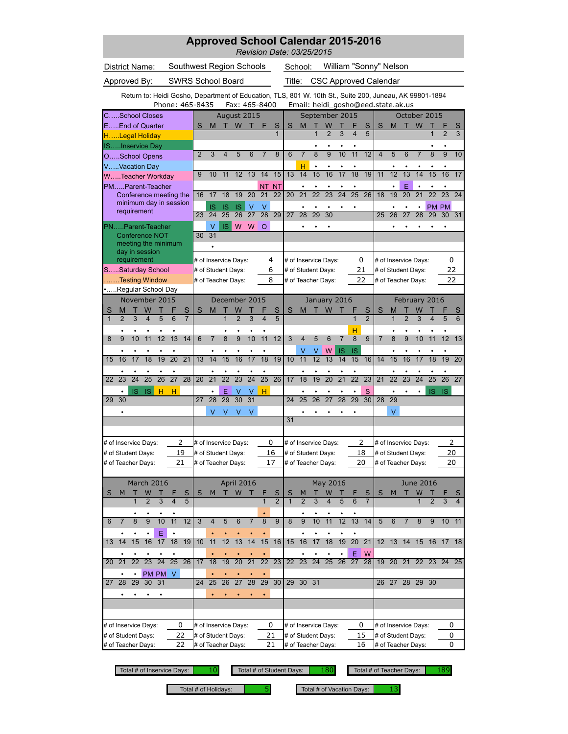# Approved School Calendar 2015-2016

*Revision Date: 03/25/2015*

| | | | |
|---|---|---|---|
| District Name: | Southwest Region Schools | School: | William "Sonny" Nelson |
| Approved By: | SWRS School Board | Title: | CSC Approved Calendar |

Return to: Heidi Gosho, Department of Education, TLS, 801 W. 10th St., Suite 200, Juneau, AK 99801-1894
Phone: 465-8435 Fax: 465-8400 Email: heidi_gosho@eed.state.ak.us

## Legend

- C.....School Closes
- E.....End of Quarter
- H.....Legal Holiday
- IS.....Inservice Day
- O.....School Opens
- V.....Vacation Day
- W.....Teacher Workday
- PM.....Parent-Teacher Conference meeting the minimum day in session requirement
- PN.....Parent-Teacher Conference NOT meeting the minimum day in session requirement
- S.....Saturday School
- .......Testing Window
- •.....Regular School Day

## August 2015

| S | M | T | W | T | F | S |
|---|---|---|---|---|---|---|
| | | | | | | 1 |
| 2 | 3 | 4 | 5 | 6 | 7 | 8 |
| 9 | 10 | 11 | 12 | 13 | 14 NT | 15 NT |
| 16 | 17 IS | 18 IS | 19 IS | 20 V | 21 V | 22 |
| 23 | 24 V | 25 IS | 26 W | 27 W | 28 O | 29 |
| 30 | 31 • | | | | | |

# of Inservice Days: 4
# of Student Days: 6
# of Teacher Days: 8

## September 2015

| S | M | T | W | T | F | S |
|---|---|---|---|---|---|---|
| | | 1 • | 2 • | 3 • | 4 • | 5 |
| 6 | 7 H | 8 • | 9 • | 10 • | 11 • | 12 |
| 13 | 14 • | 15 • | 16 • | 17 • | 18 • | 19 |
| 20 | 21 • | 22 • | 23 • | 24 • | 25 • | 26 |
| 27 | 28 • | 29 • | 30 • | | | |

# of Inservice Days: 0
# of Student Days: 21
# of Teacher Days: 22

## October 2015

| S | M | T | W | T | F | S |
|---|---|---|---|---|---|---|
| | | | | 1 • | 2 • | 3 |
| 4 | 5 • | 6 • | 7 • | 8 • | 9 • | 10 |
| 11 | 12 • | 13 E | 14 • | 15 • | 16 • | 17 |
| 18 | 19 • | 20 • | 21 • | 22 PM | 23 PM | 24 |
| 25 | 26 • | 27 • | 28 • | 29 • | 30 • | 31 |

# of Inservice Days: 0
# of Student Days: 22
# of Teacher Days: 22

## November 2015

| S | M | T | W | T | F | S |
|---|---|---|---|---|---|---|
| 1 | 2 • | 3 • | 4 • | 5 • | 6 • | 7 |
| 8 | 9 • | 10 • | 11 • | 12 • | 13 • | 14 |
| 15 | 16 • | 17 • | 18 • | 19 • | 20 • | 21 |
| 22 | 23 • | 24 IS | 25 IS | 26 H | 27 H | 28 |
| 29 | 30 • | | | | | |

# of Inservice Days: 2
# of Student Days: 19
# of Teacher Days: 21

## December 2015

| S | M | T | W | T | F | S |
|---|---|---|---|---|---|---|
| | | 1 • | 2 • | 3 • | 4 • | 5 |
| 6 | 7 • | 8 • | 9 • | 10 • | 11 • | 12 |
| 13 | 14 • | 15 • | 16 • | 17 • | 18 • | 19 |
| 20 | 21 • | 22 E | 23 V | 24 V | 25 H | 26 |
| 27 | 28 V | 29 V | 30 V | 31 V | | |

# of Inservice Days: 0
# of Student Days: 16
# of Teacher Days: 17

## January 2016

| S | M | T | W | T | F | S |
|---|---|---|---|---|---|---|
| | | | | | 1 H | 2 |
| 3 | 4 V | 5 V | 6 W | 7 IS | 8 IS | 9 |
| 10 | 11 • | 12 • | 13 • | 14 • | 15 • | 16 |
| 17 | 18 • | 19 • | 20 • | 21 • | 22 • | 23 S |
| 24 | 25 • | 26 • | 27 • | 28 • | 29 • | 30 |
| 31 | | | | | | |

# of Inservice Days: 2
# of Student Days: 18
# of Teacher Days: 20

## February 2016

| S | M | T | W | T | F | S |
|---|---|---|---|---|---|---|
| | 1 • | 2 • | 3 • | 4 • | 5 • | 6 |
| 7 | 8 • | 9 • | 10 • | 11 • | 12 • | 13 |
| 14 | 15 • | 16 • | 17 • | 18 • | 19 • | 20 |
| 21 | 22 • | 23 • | 24 • | 25 IS | 26 IS | 27 |
| 28 | 29 V | | | | | |

# of Inservice Days: 2
# of Student Days: 20
# of Teacher Days: 20

## March 2016

| S | M | T | W | T | F | S |
|---|---|---|---|---|---|---|
| | | 1 • | 2 • | 3 • | 4 • | 5 |
| 6 | 7 • | 8 • | 9 • | 10 E | 11 • | 12 |
| 13 | 14 • | 15 • | 16 • | 17 • | 18 • | 19 |
| 20 | 21 • | 22 • | 23 PM | 24 PM | 25 V | 26 |
| 27 | 28 • | 29 • | 30 • | 31 • | | |

# of Inservice Days: 0
# of Student Days: 22
# of Teacher Days: 22

## April 2016

| S | M | T | W | T | F | S |
|---|---|---|---|---|---|---|
| | | | | | 1 • | 2 |
| 3 | 4 • | 5 • | 6 • | 7 • | 8 • | 9 |
| 10 | 11 • | 12 • | 13 • | 14 • | 15 • | 16 |
| 17 | 18 • | 19 • | 20 • | 21 • | 22 • | 23 |
| 24 | 25 • | 26 • | 27 • | 28 • | 29 • | 30 |

# of Inservice Days: 0
# of Student Days: 21
# of Teacher Days: 21

## May 2016

| S | M | T | W | T | F | S |
|---|---|---|---|---|---|---|
| 1 | 2 • | 3 • | 4 • | 5 • | 6 • | 7 |
| 8 | 9 • | 10 • | 11 • | 12 • | 13 • | 14 |
| 15 | 16 • | 17 • | 18 • | 19 • | 20 E | 21 W |
| 22 | 23 | 24 | 25 | 26 | 27 | 28 |
| 29 | 30 | 31 | | | | |

# of Inservice Days: 0
# of Student Days: 15
# of Teacher Days: 16

## June 2016

| S | M | T | W | T | F | S |
|---|---|---|---|---|---|---|
| | | | 1 | 2 | 3 | 4 |
| 5 | 6 | 7 | 8 | 9 | 10 | 11 |
| 12 | 13 | 14 | 15 | 16 | 17 | 18 |
| 19 | 20 | 21 | 22 | 23 | 24 | 25 |
| 26 | 27 | 28 | 29 | 30 | | |

# of Inservice Days: 0
# of Student Days: 0
# of Teacher Days: 0

## Totals

| | |
|---|---|
| Total # of Inservice Days: | 10 |
| Total # of Student Days: | 180 |
| Total # of Teacher Days: | 189 |
| Total # of Holidays: | 5 |
| Total # of Vacation Days: | 13 |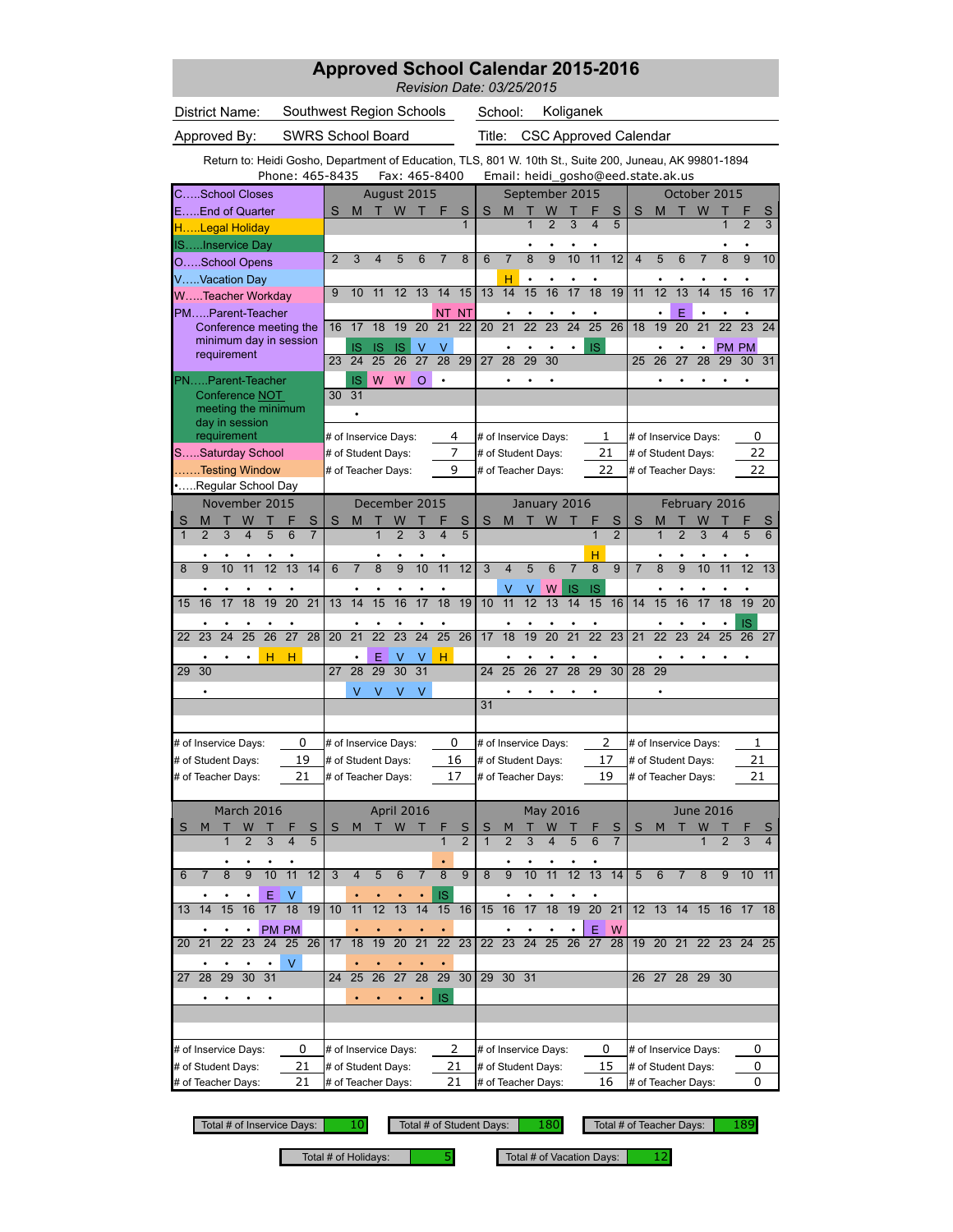# Approved School Calendar 2015-2016

*Revision Date: 03/25/2015*

| | | | |
|---|---|---|---|
| District Name: | Southwest Region Schools | School: | Koliganek |
| Approved By: | SWRS School Board | Title: | CSC Approved Calendar |

Return to: Heidi Gosho, Department of Education, TLS, 801 W. 10th St., Suite 200, Juneau, AK 99801-1894
Phone: 465-8435 Fax: 465-8400 Email: heidi_gosho@eed.state.ak.us

**Legend**

- C.....School Closes
- E.....End of Quarter
- H.....Legal Holiday
- IS.....Inservice Day
- O.....School Opens
- V.....Vacation Day
- W.....Teacher Workday
- PM.....Parent-Teacher Conference meeting the minimum day in session requirement
- PN.....Parent-Teacher Conference NOT meeting the minimum day in session requirement
- S.....Saturday School
- .......Testing Window
- •.....Regular School Day

## August 2015

| S | M | T | W | T | F | S |
|---|---|---|---|---|---|---|
| | | | | | | 1 |
| 2 | 3 | 4 | 5 | 6 | 7 | 8 |
| 9 | 10 | 11 | 12 | 13 | 14 NT | 15 NT |
| 16 | 17 IS | 18 IS | 19 IS | 20 V | 21 V | 22 |
| 23 | 24 IS | 25 W | 26 W | 27 O | 28 • | 29 |
| 30 | 31 • | | | | | |

# of Inservice Days: 4
# of Student Days: 7
# of Teacher Days: 9

## September 2015

| S | M | T | W | T | F | S |
|---|---|---|---|---|---|---|
| | | 1 • | 2 • | 3 • | 4 • | 5 |
| 6 | 7 H | 8 • | 9 • | 10 • | 11 • | 12 |
| 13 | 14 • | 15 • | 16 • | 17 • | 18 • | 19 |
| 20 | 21 • | 22 • | 23 • | 24 • | 25 IS | 26 |
| 27 | 28 • | 29 • | 30 • | | | |

# of Inservice Days: 1
# of Student Days: 21
# of Teacher Days: 22

## October 2015

| S | M | T | W | T | F | S |
|---|---|---|---|---|---|---|
| | | | | 1 • | 2 • | 3 |
| 4 | 5 • | 6 • | 7 • | 8 • | 9 • | 10 |
| 11 | 12 • | 13 E | 14 • | 15 • | 16 • | 17 |
| 18 | 19 • | 20 • | 21 • | 22 PM | 23 PM | 24 |
| 25 | 26 • | 27 • | 28 • | 29 • | 30 • | 31 |

# of Inservice Days: 0
# of Student Days: 22
# of Teacher Days: 22

## November 2015

| S | M | T | W | T | F | S |
|---|---|---|---|---|---|---|
| 1 | 2 • | 3 • | 4 • | 5 • | 6 • | 7 |
| 8 | 9 • | 10 • | 11 • | 12 • | 13 • | 14 |
| 15 | 16 • | 17 • | 18 • | 19 • | 20 • | 21 |
| 22 | 23 • | 24 • | 25 • | 26 H | 27 H | 28 |
| 29 | 30 • | | | | | |

# of Inservice Days: 0
# of Student Days: 19
# of Teacher Days: 21

## December 2015

| S | M | T | W | T | F | S |
|---|---|---|---|---|---|---|
| | | 1 • | 2 • | 3 • | 4 • | 5 |
| 6 | 7 • | 8 • | 9 • | 10 • | 11 • | 12 |
| 13 | 14 • | 15 • | 16 • | 17 • | 18 • | 19 |
| 20 | 21 • | 22 E | 23 V | 24 V | 25 H | 26 |
| 27 | 28 V | 29 V | 30 V | 31 V | | |

# of Inservice Days: 0
# of Student Days: 16
# of Teacher Days: 17

## January 2016

| S | M | T | W | T | F | S |
|---|---|---|---|---|---|---|
| | | | | | 1 H | 2 |
| 3 | 4 V | 5 V | 6 W | 7 IS | 8 IS | 9 |
| 10 | 11 • | 12 • | 13 • | 14 • | 15 • | 16 |
| 17 | 18 • | 19 • | 20 • | 21 • | 22 • | 23 |
| 24 | 25 • | 26 • | 27 • | 28 • | 29 • | 30 |
| 31 | | | | | | |

# of Inservice Days: 2
# of Student Days: 17
# of Teacher Days: 19

## February 2016

| S | M | T | W | T | F | S |
|---|---|---|---|---|---|---|
| | 1 • | 2 • | 3 • | 4 • | 5 • | 6 |
| 7 | 8 • | 9 • | 10 • | 11 • | 12 • | 13 |
| 14 | 15 • | 16 • | 17 • | 18 • | 19 IS | 20 |
| 21 | 22 • | 23 • | 24 • | 25 • | 26 • | 27 |
| 28 | 29 • | | | | | |

# of Inservice Days: 1
# of Student Days: 21
# of Teacher Days: 21

## March 2016

| S | M | T | W | T | F | S |
|---|---|---|---|---|---|---|
| | | 1 • | 2 • | 3 • | 4 • | 5 |
| 6 | 7 • | 8 • | 9 • | 10 E | 11 V | 12 |
| 13 | 14 • | 15 • | 16 • | 17 PM | 18 PM | 19 |
| 20 | 21 • | 22 • | 23 • | 24 • | 25 V | 26 |
| 27 | 28 • | 29 • | 30 • | 31 • | | |

# of Inservice Days: 0
# of Student Days: 21
# of Teacher Days: 21

## April 2016

| S | M | T | W | T | F | S |
|---|---|---|---|---|---|---|
| | | | | | 1 • | 2 |
| 3 | 4 • | 5 • | 6 • | 7 • | 8 IS | 9 |
| 10 | 11 • | 12 • | 13 • | 14 • | 15 • | 16 |
| 17 | 18 • | 19 • | 20 • | 21 • | 22 • | 23 |
| 24 | 25 • | 26 • | 27 • | 28 • | 29 IS | 30 |

# of Inservice Days: 2
# of Student Days: 21
# of Teacher Days: 21

## May 2016

| S | M | T | W | T | F | S |
|---|---|---|---|---|---|---|
| 1 | 2 • | 3 • | 4 • | 5 • | 6 • | 7 |
| 8 | 9 • | 10 • | 11 • | 12 • | 13 • | 14 |
| 15 | 16 • | 17 • | 18 • | 19 • | 20 E | 21 W |
| 22 | 23 | 24 | 25 | 26 | 27 | 28 |
| 29 | 30 | 31 | | | | |

# of Inservice Days: 0
# of Student Days: 15
# of Teacher Days: 16

## June 2016

| S | M | T | W | T | F | S |
|---|---|---|---|---|---|---|
| | | | 1 | 2 | 3 | 4 |
| 5 | 6 | 7 | 8 | 9 | 10 | 11 |
| 12 | 13 | 14 | 15 | 16 | 17 | 18 |
| 19 | 20 | 21 | 22 | 23 | 24 | 25 |
| 26 | 27 | 28 | 29 | 30 | | |

# of Inservice Days: 0
# of Student Days: 0
# of Teacher Days: 0

## Totals

| Total # of Inservice Days: | 10 |
|---|---|
| Total # of Student Days: | 180 |
| Total # of Teacher Days: | 189 |
| Total # of Holidays: | 5 |
| Total # of Vacation Days: | 12 |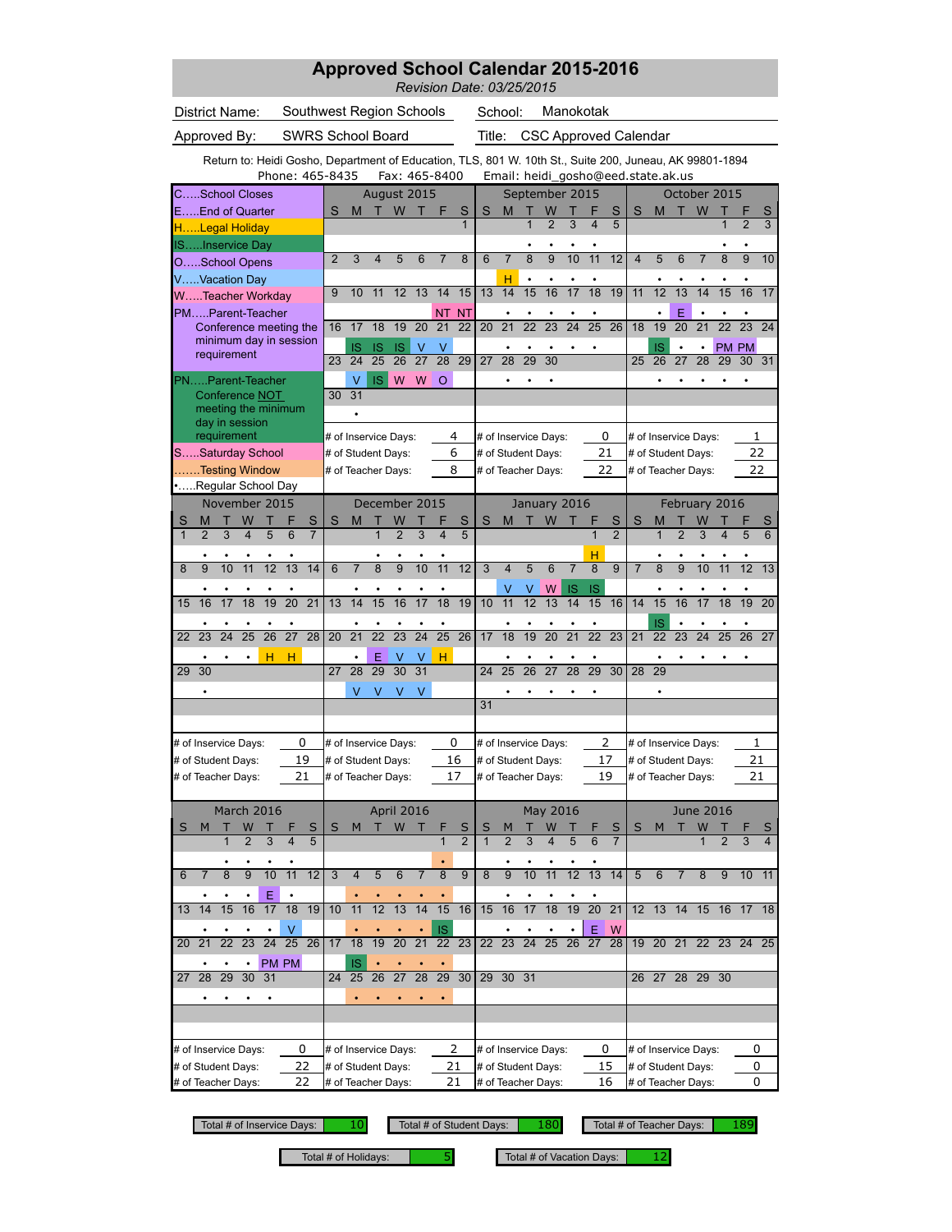# Approved School Calendar 2015-2016

*Revision Date: 03/25/2015*

| | | | |
|---|---|---|---|
| District Name: | Southwest Region Schools | School: | Manokotak |
| Approved By: | SWRS School Board | Title: | CSC Approved Calendar |

Return to: Heidi Gosho, Department of Education, TLS, 801 W. 10th St., Suite 200, Juneau, AK 99801-1894
Phone: 465-8435 Fax: 465-8400 Email: heidi_gosho@eed.state.ak.us

## Legend

- C.....School Closes
- E.....End of Quarter
- H.....Legal Holiday
- IS.....Inservice Day
- O.....School Opens
- V.....Vacation Day
- W.....Teacher Workday
- PM.....Parent-Teacher Conference meeting the minimum day in session requirement
- PN.....Parent-Teacher Conference NOT meeting the minimum day in session requirement
- S.....Saturday School
- .......Testing Window
- •.....Regular School Day

## August 2015

| S | M | T | W | T | F | S |
|---|---|---|---|---|---|---|
| | | | | | | 1 |
| 2 | 3 | 4 | 5 | 6 | 7 | 8 |
| 9 | 10 | 11 | 12 | 13 | 14 NT | 15 NT |
| 16 | 17 IS | 18 IS | 19 IS | 20 V | 21 V | 22 |
| 23 | 24 V | 25 IS | 26 W | 27 W | 28 O | 29 |
| 30 | 31 • | | | | | |

\# of Inservice Days: 4 · # of Student Days: 6 · # of Teacher Days: 8

## September 2015

| S | M | T | W | T | F | S |
|---|---|---|---|---|---|---|
| | | 1 • | 2 • | 3 • | 4 • | 5 |
| 6 | 7 H | 8 • | 9 • | 10 • | 11 • | 12 |
| 13 | 14 • | 15 • | 16 • | 17 • | 18 • | 19 |
| 20 | 21 • | 22 • | 23 • | 24 • | 25 • | 26 |
| 27 | 28 • | 29 • | 30 • | | | |

\# of Inservice Days: 0 · # of Student Days: 21 · # of Teacher Days: 22

## October 2015

| S | M | T | W | T | F | S |
|---|---|---|---|---|---|---|
| | | | | 1 • | 2 • | 3 |
| 4 | 5 • | 6 • | 7 • | 8 • | 9 • | 10 |
| 11 | 12 • | 13 E | 14 • | 15 • | 16 • | 17 |
| 18 | 19 IS | 20 • | 21 • | 22 PM | 23 PM | 24 |
| 25 | 26 • | 27 • | 28 • | 29 • | 30 • | 31 |

\# of Inservice Days: 1 · # of Student Days: 22 · # of Teacher Days: 22

## November 2015

| S | M | T | W | T | F | S |
|---|---|---|---|---|---|---|
| 1 | 2 • | 3 • | 4 • | 5 • | 6 • | 7 |
| 8 | 9 • | 10 • | 11 • | 12 • | 13 • | 14 |
| 15 | 16 • | 17 • | 18 • | 19 • | 20 • | 21 |
| 22 | 23 • | 24 • | 25 • | 26 H | 27 H | 28 |
| 29 | 30 • | | | | | |

\# of Inservice Days: 0 · # of Student Days: 19 · # of Teacher Days: 21

## December 2015

| S | M | T | W | T | F | S |
|---|---|---|---|---|---|---|
| | | 1 • | 2 • | 3 • | 4 • | 5 |
| 6 | 7 • | 8 • | 9 • | 10 • | 11 • | 12 |
| 13 | 14 • | 15 • | 16 • | 17 • | 18 • | 19 |
| 20 | 21 • | 22 E | 23 V | 24 V | 25 H | 26 |
| 27 | 28 V | 29 V | 30 V | 31 V | | |

\# of Inservice Days: 0 · # of Student Days: 16 · # of Teacher Days: 17

## January 2016

| S | M | T | W | T | F | S |
|---|---|---|---|---|---|---|
| | | | | | 1 H | 2 |
| 3 | 4 V | 5 V | 6 W | 7 IS | 8 IS | 9 |
| 10 | 11 • | 12 • | 13 • | 14 • | 15 • | 16 |
| 17 | 18 • | 19 • | 20 • | 21 • | 22 • | 23 |
| 24 | 25 • | 26 • | 27 • | 28 • | 29 • | 30 |
| 31 | | | | | | |

\# of Inservice Days: 2 · # of Student Days: 17 · # of Teacher Days: 19

## February 2016

| S | M | T | W | T | F | S |
|---|---|---|---|---|---|---|
| | 1 • | 2 • | 3 • | 4 • | 5 • | 6 |
| 7 | 8 • | 9 • | 10 • | 11 • | 12 • | 13 |
| 14 | 15 IS | 16 • | 17 • | 18 • | 19 • | 20 |
| 21 | 22 • | 23 • | 24 • | 25 • | 26 • | 27 |
| 28 | 29 • | | | | | |

\# of Inservice Days: 1 · # of Student Days: 21 · # of Teacher Days: 21

## March 2016

| S | M | T | W | T | F | S |
|---|---|---|---|---|---|---|
| | | 1 • | 2 • | 3 • | 4 • | 5 |
| 6 | 7 • | 8 • | 9 • | 10 E | 11 • | 12 |
| 13 | 14 • | 15 • | 16 • | 17 • | 18 V | 19 |
| 20 | 21 • | 22 • | 23 • | 24 PM | 25 PM | 26 |
| 27 | 28 • | 29 • | 30 • | 31 • | | |

\# of Inservice Days: 0 · # of Student Days: 22 · # of Teacher Days: 22

## April 2016

| S | M | T | W | T | F | S |
|---|---|---|---|---|---|---|
| | | | | | 1 • (Testing Window) | 2 |
| 3 | 4 • (Testing Window) | 5 • (Testing Window) | 6 • (Testing Window) | 7 • (Testing Window) | 8 • (Testing Window) | 9 |
| 10 | 11 • (Testing Window) | 12 • (Testing Window) | 13 • (Testing Window) | 14 • (Testing Window) | 15 IS | 16 |
| 17 | 18 IS | 19 • (Testing Window) | 20 • (Testing Window) | 21 • (Testing Window) | 22 • (Testing Window) | 23 |
| 24 | 25 • (Testing Window) | 26 • (Testing Window) | 27 • (Testing Window) | 28 • (Testing Window) | 29 • (Testing Window) | 30 |

\# of Inservice Days: 2 · # of Student Days: 21 · # of Teacher Days: 21

## May 2016

| S | M | T | W | T | F | S |
|---|---|---|---|---|---|---|
| 1 | 2 • | 3 • | 4 • | 5 • | 6 • | 7 |
| 8 | 9 • | 10 • | 11 • | 12 • | 13 • | 14 |
| 15 | 16 • | 17 • | 18 • | 19 • | 20 E | 21 W |
| 22 | 23 | 24 | 25 | 26 | 27 | 28 |
| 29 | 30 | 31 | | | | |

\# of Inservice Days: 0 · # of Student Days: 15 · # of Teacher Days: 16

## June 2016

| S | M | T | W | T | F | S |
|---|---|---|---|---|---|---|
| | | | 1 | 2 | 3 | 4 |
| 5 | 6 | 7 | 8 | 9 | 10 | 11 |
| 12 | 13 | 14 | 15 | 16 | 17 | 18 |
| 19 | 20 | 21 | 22 | 23 | 24 | 25 |
| 26 | 27 | 28 | 29 | 30 | | |

\# of Inservice Days: 0 · # of Student Days: 0 · # of Teacher Days: 0

## Totals

| Total # of Inservice Days | Total # of Student Days | Total # of Teacher Days | Total # of Holidays | Total # of Vacation Days |
|---|---|---|---|---|
| 10 | 180 | 189 | 5 | 12 |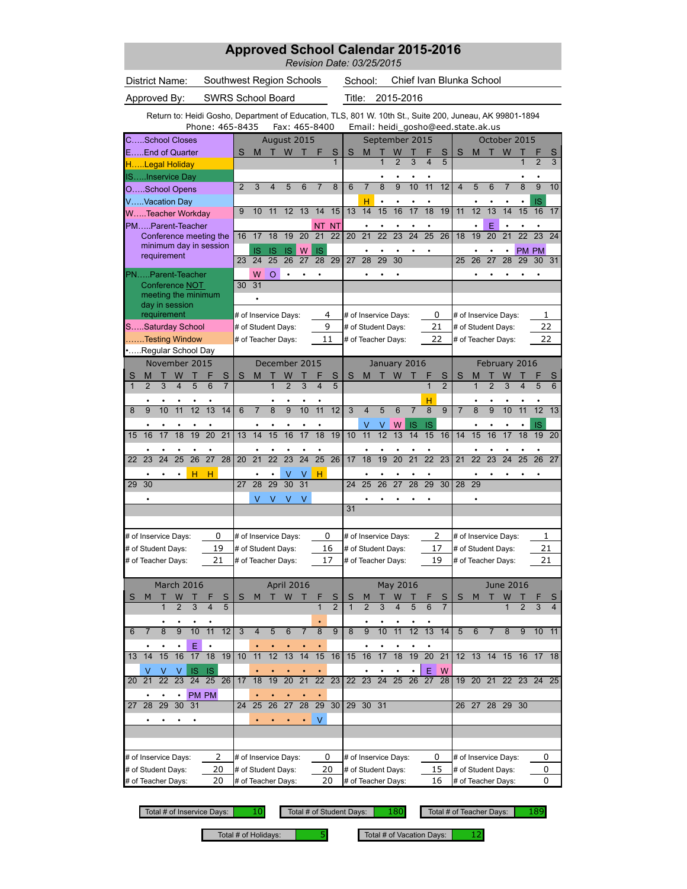# Approved School Calendar 2015-2016

*Revision Date: 03/25/2015*

District Name: Southwest Region Schools | School: Chief Ivan Blunka School

Approved By: SWRS School Board | Title: 2015-2016

Return to: Heidi Gosho, Department of Education, TLS, 801 W. 10th St., Suite 200, Juneau, AK 99801-1894
Phone: 465-8435 Fax: 465-8400 Email: heidi_gosho@eed.state.ak.us

## Legend

- C.....School Closes
- E.....End of Quarter
- H.....Legal Holiday
- IS.....Inservice Day
- O.....School Opens
- V.....Vacation Day
- W.....Teacher Workday
- PM.....Parent-Teacher Conference meeting the minimum day in session requirement
- PN.....Parent-Teacher Conference NOT meeting the minimum day in session requirement
- S.....Saturday School
- .......Testing Window
- •.....Regular School Day

## August 2015

| S | M | T | W | T | F | S |
|---|---|---|---|---|---|---|
| | | | | | | 1 |
| 2 | 3 | 4 | 5 | 6 | 7 | 8 |
| 9 | 10 | 11 | 12 | 13 | 14 NT | 15 NT |
| 16 | 17 IS | 18 IS | 19 IS | 20 W | 21 IS | 22 |
| 23 | 24 W | 25 O | 26 • | 27 • | 28 • | 29 |
| 30 | 31 • | | | | | |

# of Inservice Days: 4 — # of Student Days: 9 — # of Teacher Days: 11

## September 2015

| S | M | T | W | T | F | S |
|---|---|---|---|---|---|---|
| | | 1 • | 2 • | 3 • | 4 • | 5 |
| 6 | 7 H | 8 • | 9 • | 10 • | 11 • | 12 |
| 13 | 14 • | 15 • | 16 • | 17 • | 18 • | 19 |
| 20 | 21 • | 22 • | 23 • | 24 • | 25 • | 26 |
| 27 | 28 • | 29 • | 30 • | | | |

# of Inservice Days: 0 — # of Student Days: 21 — # of Teacher Days: 22

## October 2015

| S | M | T | W | T | F | S |
|---|---|---|---|---|---|---|
| | | | | 1 • | 2 • | 3 |
| 4 | 5 • | 6 • | 7 • | 8 • | 9 IS | 10 |
| 11 | 12 • | 13 E | 14 • | 15 • | 16 • | 17 |
| 18 | 19 • | 20 • | 21 • | 22 PM | 23 PM | 24 |
| 25 | 26 • | 27 • | 28 • | 29 • | 30 • | 31 |

# of Inservice Days: 1 — # of Student Days: 22 — # of Teacher Days: 22

## November 2015

| S | M | T | W | T | F | S |
|---|---|---|---|---|---|---|
| 1 | 2 • | 3 • | 4 • | 5 • | 6 • | 7 |
| 8 | 9 • | 10 • | 11 • | 12 • | 13 • | 14 |
| 15 | 16 • | 17 • | 18 • | 19 • | 20 • | 21 |
| 22 | 23 • | 24 • | 25 • | 26 H | 27 H | 28 |
| 29 | 30 • | | | | | |

# of Inservice Days: 0 — # of Student Days: 19 — # of Teacher Days: 21

## December 2015

| S | M | T | W | T | F | S |
|---|---|---|---|---|---|---|
| | | 1 • | 2 • | 3 • | 4 • | 5 |
| 6 | 7 • | 8 • | 9 • | 10 • | 11 • | 12 |
| 13 | 14 • | 15 • | 16 • | 17 • | 18 • | 19 |
| 20 | 21 • | 22 • | 23 V | 24 V | 25 H | 26 |
| 27 | 28 V | 29 V | 30 V | 31 V | | |

# of Inservice Days: 0 — # of Student Days: 16 — # of Teacher Days: 17

## January 2016

| S | M | T | W | T | F | S |
|---|---|---|---|---|---|---|
| | | | | | 1 H | 2 |
| 3 | 4 V | 5 V | 6 W | 7 IS | 8 IS | 9 |
| 10 | 11 • | 12 • | 13 • | 14 • | 15 • | 16 |
| 17 | 18 • | 19 • | 20 • | 21 • | 22 • | 23 |
| 24 | 25 • | 26 • | 27 • | 28 • | 29 • | 30 |
| 31 | | | | | | |

# of Inservice Days: 2 — # of Student Days: 17 — # of Teacher Days: 19

## February 2016

| S | M | T | W | T | F | S |
|---|---|---|---|---|---|---|
| | 1 • | 2 • | 3 • | 4 • | 5 • | 6 |
| 7 | 8 • | 9 • | 10 • | 11 • | 12 IS | 13 |
| 14 | 15 • | 16 • | 17 • | 18 • | 19 • | 20 |
| 21 | 22 • | 23 • | 24 • | 25 • | 26 • | 27 |
| 28 | 29 • | | | | | |

# of Inservice Days: 1 — # of Student Days: 21 — # of Teacher Days: 21

## March 2016

| S | M | T | W | T | F | S |
|---|---|---|---|---|---|---|
| | | 1 • | 2 • | 3 • | 4 • | 5 |
| 6 | 7 • | 8 • | 9 • | 10 E | 11 • | 12 |
| 13 | 14 V | 15 V | 16 V | 17 IS | 18 IS | 19 |
| 20 | 21 • | 22 • | 23 • | 24 PM | 25 PM | 26 |
| 27 | 28 • | 29 • | 30 • | 31 • | | |

# of Inservice Days: 2 — # of Student Days: 20 — # of Teacher Days: 20

## April 2016

| S | M | T | W | T | F | S |
|---|---|---|---|---|---|---|
| | | | | | 1 • | 2 |
| 3 | 4 • | 5 • | 6 • | 7 • | 8 • | 9 |
| 10 | 11 • | 12 • | 13 • | 14 • | 15 • | 16 |
| 17 | 18 • | 19 • | 20 • | 21 • | 22 • | 23 |
| 24 | 25 • | 26 • | 27 • | 28 • | 29 V | 30 |

# of Inservice Days: 0 — # of Student Days: 20 — # of Teacher Days: 20

## May 2016

| S | M | T | W | T | F | S |
|---|---|---|---|---|---|---|
| 1 | 2 • | 3 • | 4 • | 5 • | 6 • | 7 |
| 8 | 9 • | 10 • | 11 • | 12 • | 13 • | 14 |
| 15 | 16 • | 17 • | 18 • | 19 • | 20 E | 21 W |
| 22 | 23 | 24 | 25 | 26 | 27 | 28 |
| 29 | 30 | 31 | | | | |

# of Inservice Days: 0 — # of Student Days: 15 — # of Teacher Days: 16

## June 2016

| S | M | T | W | T | F | S |
|---|---|---|---|---|---|---|
| | | | 1 | 2 | 3 | 4 |
| 5 | 6 | 7 | 8 | 9 | 10 | 11 |
| 12 | 13 | 14 | 15 | 16 | 17 | 18 |
| 19 | 20 | 21 | 22 | 23 | 24 | 25 |
| 26 | 27 | 28 | 29 | 30 | | |

# of Inservice Days: 0 — # of Student Days: 0 — # of Teacher Days: 0

## Totals

| Total # of Inservice Days | Total # of Student Days | Total # of Teacher Days | Total # of Holidays | Total # of Vacation Days |
|---|---|---|---|---|
| 10 | 180 | 189 | 5 | 12 |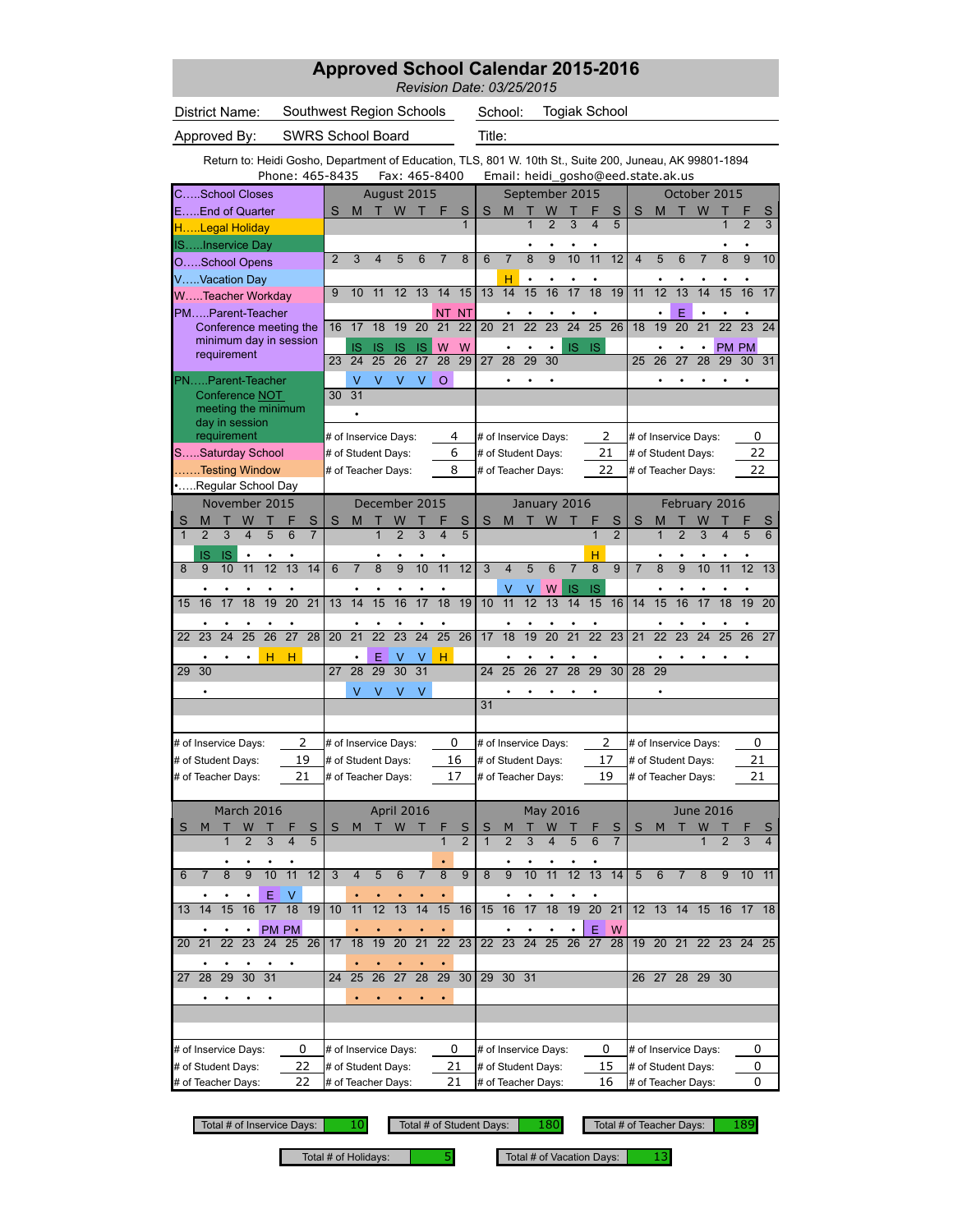# Approved School Calendar 2015-2016

*Revision Date: 03/25/2015*

| | | | |
|---|---|---|---|
| District Name: | Southwest Region Schools | School: | Togiak School |
| Approved By: | SWRS School Board | Title: | |

Return to: Heidi Gosho, Department of Education, TLS, 801 W. 10th St., Suite 200, Juneau, AK 99801-1894
Phone: 465-8435 Fax: 465-8400 Email: heidi_gosho@eed.state.ak.us

## Legend

- C.....School Closes
- E.....End of Quarter
- H.....Legal Holiday
- IS.....Inservice Day
- O.....School Opens
- V.....Vacation Day
- W.....Teacher Workday
- PM.....Parent-Teacher Conference meeting the minimum day in session requirement
- PN.....Parent-Teacher Conference NOT meeting the minimum day in session requirement
- S.....Saturday School
- .......Testing Window
- •.....Regular School Day

## August 2015

| S | M | T | W | T | F | S |
|---|---|---|---|---|---|---|
| | | | | | | 1 |
| 2 | 3 | 4 | 5 | 6 | 7 | 8 |
| 9 | 10 | 11 | 12 | 13 | 14 NT | 15 NT |
| 16 | 17 IS | 18 IS | 19 IS | 20 IS | 21 W | 22 W |
| 23 | 24 V | 25 V | 26 V | 27 V | 28 O | 29 |
| 30 | 31 • | | | | | |

\# of Inservice Days: 4
\# of Student Days: 6
\# of Teacher Days: 8

## September 2015

| S | M | T | W | T | F | S |
|---|---|---|---|---|---|---|
| | | 1 • | 2 • | 3 • | 4 • | 5 |
| 6 | 7 H | 8 • | 9 • | 10 • | 11 • | 12 |
| 13 | 14 • | 15 • | 16 • | 17 • | 18 • | 19 |
| 20 | 21 • | 22 • | 23 • | 24 IS | 25 IS | 26 |
| 27 | 28 • | 29 • | 30 • | | | |

\# of Inservice Days: 2
\# of Student Days: 21
\# of Teacher Days: 22

## October 2015

| S | M | T | W | T | F | S |
|---|---|---|---|---|---|---|
| | | | | 1 • | 2 • | 3 |
| 4 | 5 • | 6 • | 7 • | 8 • | 9 • | 10 |
| 11 | 12 • | 13 E | 14 • | 15 • | 16 • | 17 |
| 18 | 19 • | 20 • | 21 • | 22 PM | 23 PM | 24 |
| 25 | 26 • | 27 • | 28 • | 29 • | 30 • | 31 |

\# of Inservice Days: 0
\# of Student Days: 22
\# of Teacher Days: 22

## November 2015

| S | M | T | W | T | F | S |
|---|---|---|---|---|---|---|
| 1 | 2 IS | 3 IS | 4 • | 5 • | 6 • | 7 |
| 8 | 9 • | 10 • | 11 • | 12 • | 13 • | 14 |
| 15 | 16 • | 17 • | 18 • | 19 • | 20 • | 21 |
| 22 | 23 • | 24 • | 25 • | 26 H | 27 H | 28 |
| 29 | 30 • | | | | | |

\# of Inservice Days: 2
\# of Student Days: 19
\# of Teacher Days: 21

## December 2015

| S | M | T | W | T | F | S |
|---|---|---|---|---|---|---|
| | | 1 • | 2 • | 3 • | 4 • | 5 |
| 6 | 7 • | 8 • | 9 • | 10 • | 11 • | 12 |
| 13 | 14 • | 15 • | 16 • | 17 • | 18 • | 19 |
| 20 | 21 • | 22 E | 23 V | 24 V | 25 H | 26 |
| 27 | 28 V | 29 V | 30 V | 31 V | | |

\# of Inservice Days: 0
\# of Student Days: 16
\# of Teacher Days: 17

## January 2016

| S | M | T | W | T | F | S |
|---|---|---|---|---|---|---|
| | | | | | 1 H | 2 |
| 3 | 4 V | 5 V | 6 W | 7 IS | 8 IS | 9 |
| 10 | 11 • | 12 • | 13 • | 14 • | 15 • | 16 |
| 17 | 18 • | 19 • | 20 • | 21 • | 22 • | 23 |
| 24 | 25 • | 26 • | 27 • | 28 • | 29 • | 30 |
| 31 | | | | | | |

\# of Inservice Days: 2
\# of Student Days: 17
\# of Teacher Days: 19

## February 2016

| S | M | T | W | T | F | S |
|---|---|---|---|---|---|---|
| | 1 • | 2 • | 3 • | 4 • | 5 • | 6 |
| 7 | 8 • | 9 • | 10 • | 11 • | 12 • | 13 |
| 14 | 15 • | 16 • | 17 • | 18 • | 19 • | 20 |
| 21 | 22 • | 23 • | 24 • | 25 • | 26 • | 27 |
| 28 | 29 • | | | | | |

\# of Inservice Days: 0
\# of Student Days: 21
\# of Teacher Days: 21

## March 2016

| S | M | T | W | T | F | S |
|---|---|---|---|---|---|---|
| | | 1 • | 2 • | 3 • | 4 • | 5 |
| 6 | 7 • | 8 • | 9 • | 10 E | 11 V | 12 |
| 13 | 14 • | 15 • | 16 • | 17 PM | 18 PM | 19 |
| 20 | 21 • | 22 • | 23 • | 24 • | 25 • | 26 |
| 27 | 28 • | 29 • | 30 • | 31 • | | |

\# of Inservice Days: 0
\# of Student Days: 22
\# of Teacher Days: 22

## April 2016

| S | M | T | W | T | F | S |
|---|---|---|---|---|---|---|
| | | | | | 1 • | 2 |
| 3 | 4 • | 5 • | 6 • | 7 • | 8 • | 9 |
| 10 | 11 • | 12 • | 13 • | 14 • | 15 • | 16 |
| 17 | 18 • | 19 • | 20 • | 21 • | 22 • | 23 |
| 24 | 25 • | 26 • | 27 • | 28 • | 29 • | 30 |

\# of Inservice Days: 0
\# of Student Days: 21
\# of Teacher Days: 21

## May 2016

| S | M | T | W | T | F | S |
|---|---|---|---|---|---|---|
| 1 | 2 • | 3 • | 4 • | 5 • | 6 • | 7 |
| 8 | 9 • | 10 • | 11 • | 12 • | 13 • | 14 |
| 15 | 16 • | 17 • | 18 • | 19 • | 20 E | 21 W |
| 22 | 23 | 24 | 25 | 26 | 27 | 28 |
| 29 | 30 | 31 | | | | |

\# of Inservice Days: 0
\# of Student Days: 15
\# of Teacher Days: 16

## June 2016

| S | M | T | W | T | F | S |
|---|---|---|---|---|---|---|
| | | | 1 | 2 | 3 | 4 |
| 5 | 6 | 7 | 8 | 9 | 10 | 11 |
| 12 | 13 | 14 | 15 | 16 | 17 | 18 |
| 19 | 20 | 21 | 22 | 23 | 24 | 25 |
| 26 | 27 | 28 | 29 | 30 | | |

\# of Inservice Days: 0
\# of Student Days: 0
\# of Teacher Days: 0

## Totals

| Total # of Inservice Days: | 10 |
|---|---|
| Total # of Student Days: | 180 |
| Total # of Teacher Days: | 189 |
| Total # of Holidays: | 5 |
| Total # of Vacation Days: | 13 |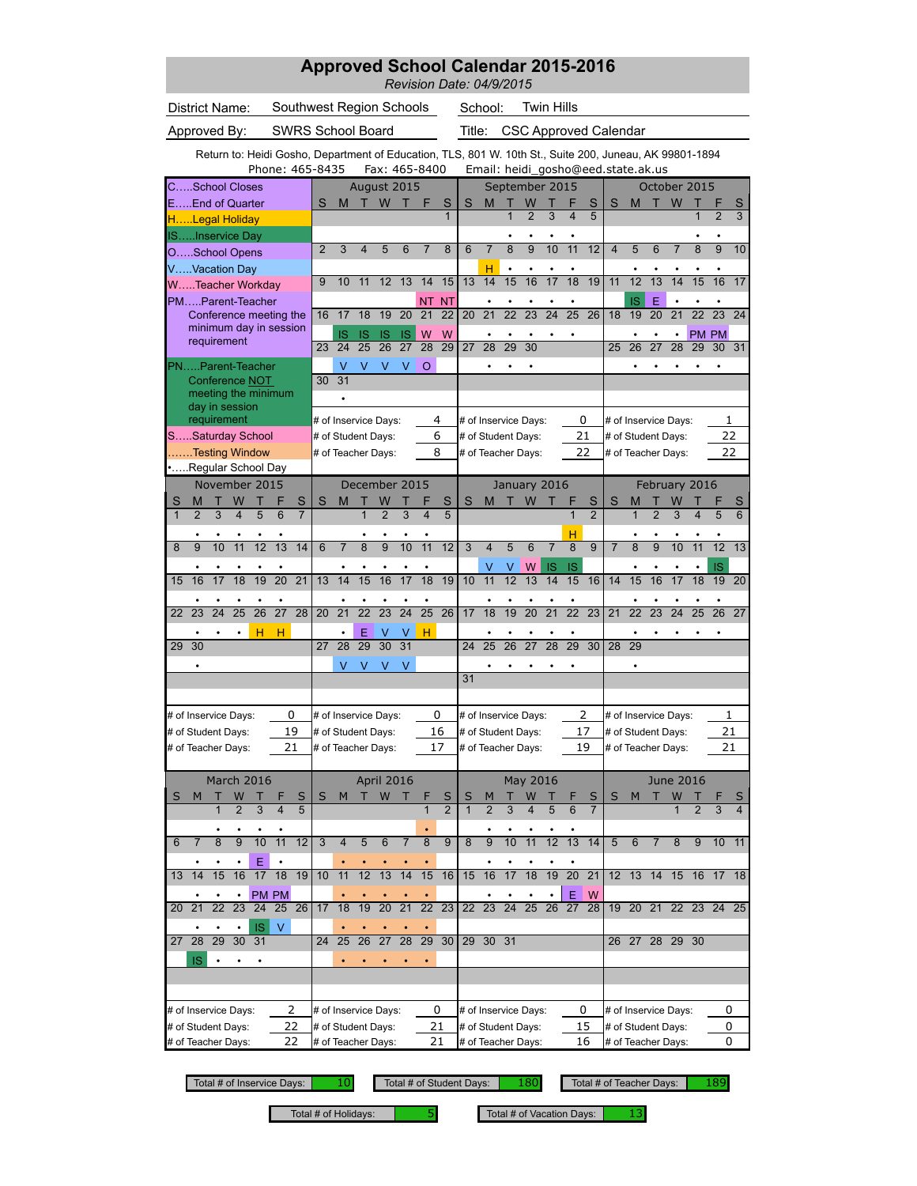# Approved School Calendar 2015-2016

*Revision Date: 04/9/2015*

| | | | |
|---|---|---|---|
| District Name: | Southwest Region Schools | School: | Twin Hills |
| Approved By: | SWRS School Board | Title: | CSC Approved Calendar |

Return to: Heidi Gosho, Department of Education, TLS, 801 W. 10th St., Suite 200, Juneau, AK 99801-1894
Phone: 465-8435 Fax: 465-8400 Email: heidi_gosho@eed.state.ak.us

**Legend**

- C.....School Closes
- E.....End of Quarter
- H.....Legal Holiday
- IS.....Inservice Day
- O.....School Opens
- V.....Vacation Day
- W.....Teacher Workday
- PM.....Parent-Teacher Conference meeting the minimum day in session requirement
- PN.....Parent-Teacher Conference NOT meeting the minimum day in session requirement
- S.....Saturday School
- .......Testing Window
- •.....Regular School Day

## August 2015

| S | M | T | W | T | F | S |
|---|---|---|---|---|---|---|
| | | | | | | 1 |
| 2 | 3 | 4 | 5 | 6 | 7 | 8 |
| 9 | 10 | 11 | 12 | 13 | 14 NT | 15 NT |
| 16 | 17 IS | 18 IS | 19 IS | 20 IS | 21 W | 22 W |
| 23 | 24 V | 25 V | 26 V | 27 V | 28 O | 29 |
| 30 | 31 • | | | | | |

# of Inservice Days: 4
# of Student Days: 6
# of Teacher Days: 8

## September 2015

| S | M | T | W | T | F | S |
|---|---|---|---|---|---|---|
| | | 1 • | 2 • | 3 • | 4 • | 5 |
| 6 | 7 H | 8 • | 9 • | 10 • | 11 • | 12 |
| 13 | 14 • | 15 • | 16 • | 17 • | 18 • | 19 |
| 20 | 21 • | 22 • | 23 • | 24 • | 25 • | 26 |
| 27 | 28 • | 29 • | 30 • | | | |

# of Inservice Days: 0
# of Student Days: 21
# of Teacher Days: 22

## October 2015

| S | M | T | W | T | F | S |
|---|---|---|---|---|---|---|
| | | | | 1 • | 2 • | 3 |
| 4 | 5 • | 6 • | 7 • | 8 • | 9 • | 10 |
| 11 | 12 IS | 13 E | 14 • | 15 • | 16 • | 17 |
| 18 | 19 • | 20 • | 21 • | 22 PM | 23 PM | 24 |
| 25 | 26 • | 27 • | 28 • | 29 • | 30 • | 31 |

# of Inservice Days: 1
# of Student Days: 22
# of Teacher Days: 22

## November 2015

| S | M | T | W | T | F | S |
|---|---|---|---|---|---|---|
| 1 | 2 • | 3 • | 4 • | 5 • | 6 • | 7 |
| 8 | 9 • | 10 • | 11 • | 12 • | 13 • | 14 |
| 15 | 16 • | 17 • | 18 • | 19 • | 20 • | 21 |
| 22 | 23 • | 24 • | 25 • | 26 H | 27 H | 28 |
| 29 | 30 • | | | | | |

# of Inservice Days: 0
# of Student Days: 19
# of Teacher Days: 21

## December 2015

| S | M | T | W | T | F | S |
|---|---|---|---|---|---|---|
| | | 1 • | 2 • | 3 • | 4 • | 5 |
| 6 | 7 • | 8 • | 9 • | 10 • | 11 • | 12 |
| 13 | 14 • | 15 • | 16 • | 17 • | 18 • | 19 |
| 20 | 21 • | 22 E | 23 V | 24 V | 25 H | 26 |
| 27 | 28 V | 29 V | 30 V | 31 V | | |

# of Inservice Days: 0
# of Student Days: 16
# of Teacher Days: 17

## January 2016

| S | M | T | W | T | F | S |
|---|---|---|---|---|---|---|
| | | | | | 1 H | 2 |
| 3 | 4 V | 5 V | 6 W | 7 IS | 8 IS | 9 |
| 10 | 11 • | 12 • | 13 • | 14 • | 15 • | 16 |
| 17 | 18 • | 19 • | 20 • | 21 • | 22 • | 23 |
| 24 | 25 • | 26 • | 27 • | 28 • | 29 • | 30 |
| 31 | | | | | | |

# of Inservice Days: 2
# of Student Days: 17
# of Teacher Days: 19

## February 2016

| S | M | T | W | T | F | S |
|---|---|---|---|---|---|---|
| | 1 • | 2 • | 3 • | 4 • | 5 • | 6 |
| 7 | 8 • | 9 • | 10 • | 11 • | 12 IS | 13 |
| 14 | 15 • | 16 • | 17 • | 18 • | 19 • | 20 |
| 21 | 22 • | 23 • | 24 • | 25 • | 26 • | 27 |
| 28 | 29 • | | | | | |

# of Inservice Days: 1
# of Student Days: 21
# of Teacher Days: 21

## March 2016

| S | M | T | W | T | F | S |
|---|---|---|---|---|---|---|
| | | 1 • | 2 • | 3 • | 4 • | 5 |
| 6 | 7 • | 8 • | 9 • | 10 E | 11 • | 12 |
| 13 | 14 • | 15 • | 16 • | 17 PM | 18 PM | 19 |
| 20 | 21 • | 22 • | 23 • | 24 IS | 25 V | 26 |
| 27 | 28 IS | 29 • | 30 • | 31 • | | |

# of Inservice Days: 2
# of Student Days: 22
# of Teacher Days: 22

## April 2016

| S | M | T | W | T | F | S |
|---|---|---|---|---|---|---|
| | | | | | 1 • | 2 |
| 3 | 4 • | 5 • | 6 • | 7 • | 8 • | 9 |
| 10 | 11 • | 12 • | 13 • | 14 • | 15 • | 16 |
| 17 | 18 • | 19 • | 20 • | 21 • | 22 • | 23 |
| 24 | 25 • | 26 • | 27 • | 28 • | 29 • | 30 |

# of Inservice Days: 0
# of Student Days: 21
# of Teacher Days: 21

## May 2016

| S | M | T | W | T | F | S |
|---|---|---|---|---|---|---|
| 1 | 2 • | 3 • | 4 • | 5 • | 6 • | 7 |
| 8 | 9 • | 10 • | 11 • | 12 • | 13 • | 14 |
| 15 | 16 • | 17 • | 18 • | 19 • | 20 E | 21 W |
| 22 | 23 | 24 | 25 | 26 | 27 | 28 |
| 29 | 30 | 31 | | | | |

# of Inservice Days: 0
# of Student Days: 15
# of Teacher Days: 16

## June 2016

| S | M | T | W | T | F | S |
|---|---|---|---|---|---|---|
| | | | 1 | 2 | 3 | 4 |
| 5 | 6 | 7 | 8 | 9 | 10 | 11 |
| 12 | 13 | 14 | 15 | 16 | 17 | 18 |
| 19 | 20 | 21 | 22 | 23 | 24 | 25 |
| 26 | 27 | 28 | 29 | 30 | | |

# of Inservice Days: 0
# of Student Days: 0
# of Teacher Days: 0

## Totals

| | |
|---|---|
| Total # of Inservice Days: | 10 |
| Total # of Student Days: | 180 |
| Total # of Teacher Days: | 189 |
| Total # of Holidays: | 5 |
| Total # of Vacation Days: | 13 |